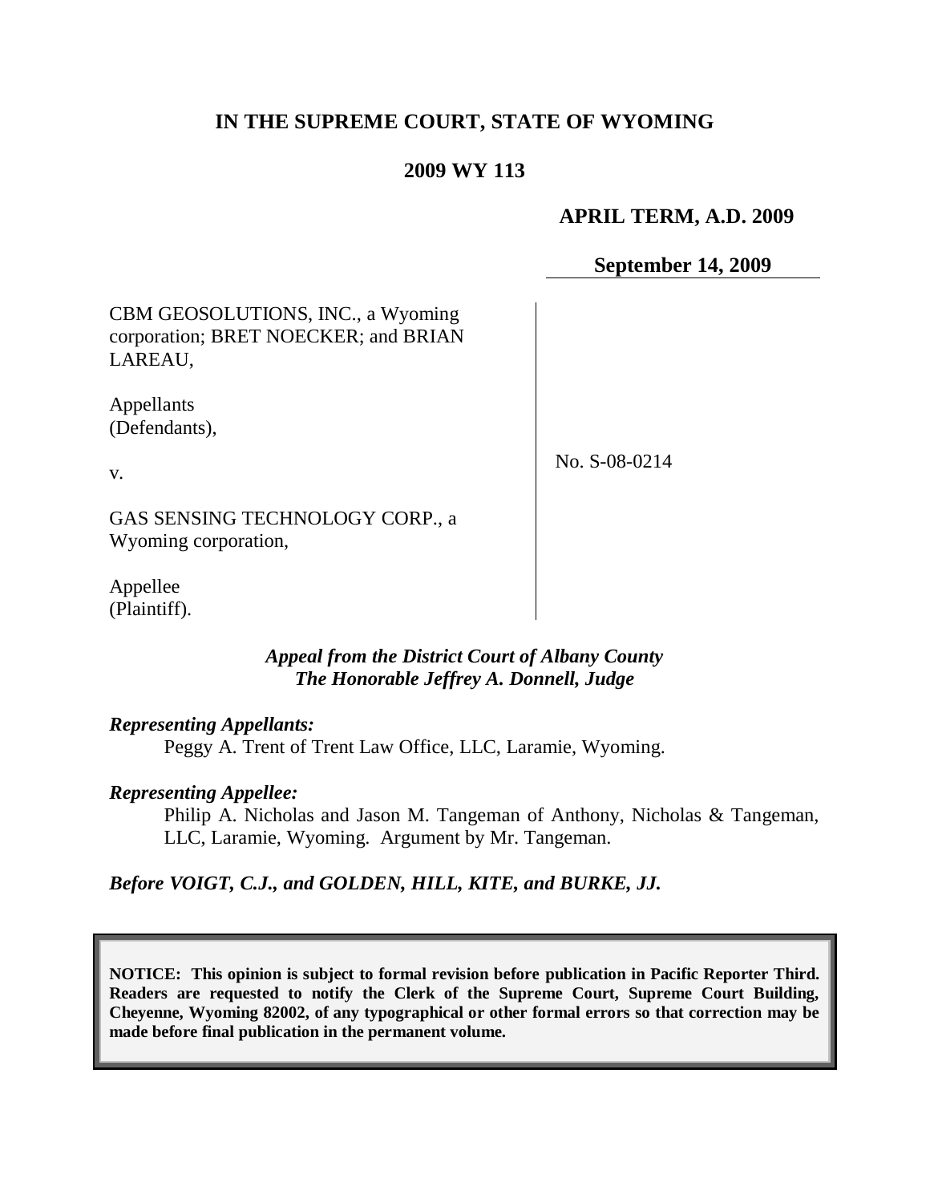# IN THE SUPREME COURT, STATE OF WYOMING

## 2009 WY 113

**APRIL TERM, A.D. 2009**

**September 14, 2009**

| | |
|---|---|
| CBM GEOSOLUTIONS, INC., a Wyoming corporation; BRET NOECKER; and BRIAN LAREAU,<br><br>Appellants (Defendants),<br><br>v.<br><br>GAS SENSING TECHNOLOGY CORP., a Wyoming corporation,<br><br>Appellee (Plaintiff). | No. S-08-0214 |

***Appeal from the District Court of Albany County***
***The Honorable Jeffrey A. Donnell, Judge***

***Representing Appellants:***

Peggy A. Trent of Trent Law Office, LLC, Laramie, Wyoming.

***Representing Appellee:***

Philip A. Nicholas and Jason M. Tangeman of Anthony, Nicholas & Tangeman, LLC, Laramie, Wyoming. Argument by Mr. Tangeman.

***Before VOIGT, C.J., and GOLDEN, HILL, KITE, and BURKE, JJ.***

**NOTICE: This opinion is subject to formal revision before publication in Pacific Reporter Third. Readers are requested to notify the Clerk of the Supreme Court, Supreme Court Building, Cheyenne, Wyoming 82002, of any typographical or other formal errors so that correction may be made before final publication in the permanent volume.**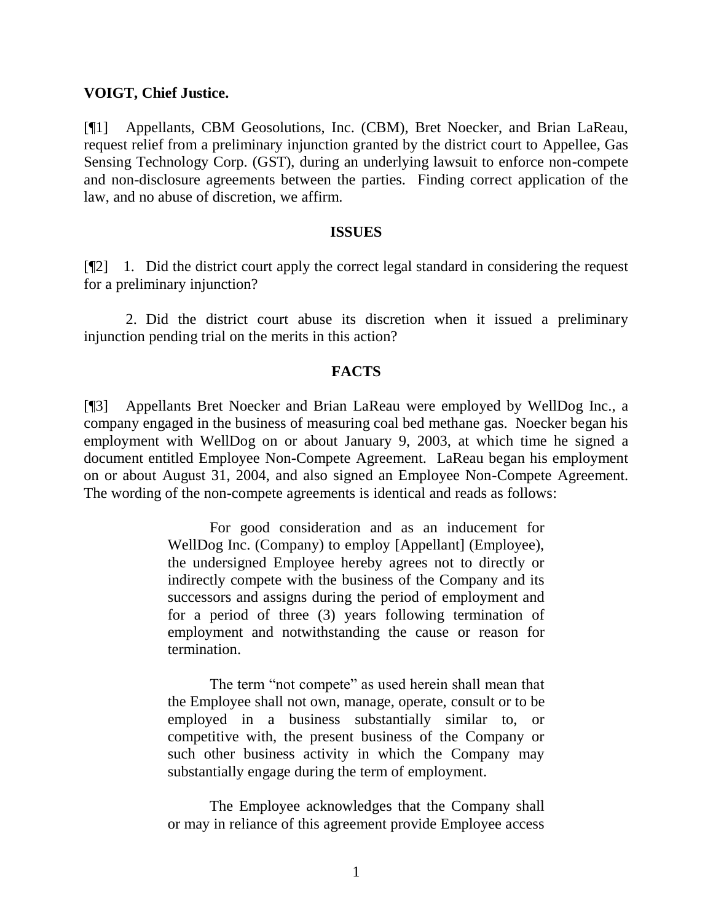**VOIGT, Chief Justice.**

[¶1] Appellants, CBM Geosolutions, Inc. (CBM), Bret Noecker, and Brian LaReau, request relief from a preliminary injunction granted by the district court to Appellee, Gas Sensing Technology Corp. (GST), during an underlying lawsuit to enforce non-compete and non-disclosure agreements between the parties. Finding correct application of the law, and no abuse of discretion, we affirm.

## ISSUES

[¶2] 1. Did the district court apply the correct legal standard in considering the request for a preliminary injunction?

2. Did the district court abuse its discretion when it issued a preliminary injunction pending trial on the merits in this action?

## FACTS

[¶3] Appellants Bret Noecker and Brian LaReau were employed by WellDog Inc., a company engaged in the business of measuring coal bed methane gas. Noecker began his employment with WellDog on or about January 9, 2003, at which time he signed a document entitled Employee Non-Compete Agreement. LaReau began his employment on or about August 31, 2004, and also signed an Employee Non-Compete Agreement. The wording of the non-compete agreements is identical and reads as follows:

> For good consideration and as an inducement for WellDog Inc. (Company) to employ [Appellant] (Employee), the undersigned Employee hereby agrees not to directly or indirectly compete with the business of the Company and its successors and assigns during the period of employment and for a period of three (3) years following termination of employment and notwithstanding the cause or reason for termination.
>
> The term "not compete" as used herein shall mean that the Employee shall not own, manage, operate, consult or to be employed in a business substantially similar to, or competitive with, the present business of the Company or such other business activity in which the Company may substantially engage during the term of employment.
>
> The Employee acknowledges that the Company shall or may in reliance of this agreement provide Employee access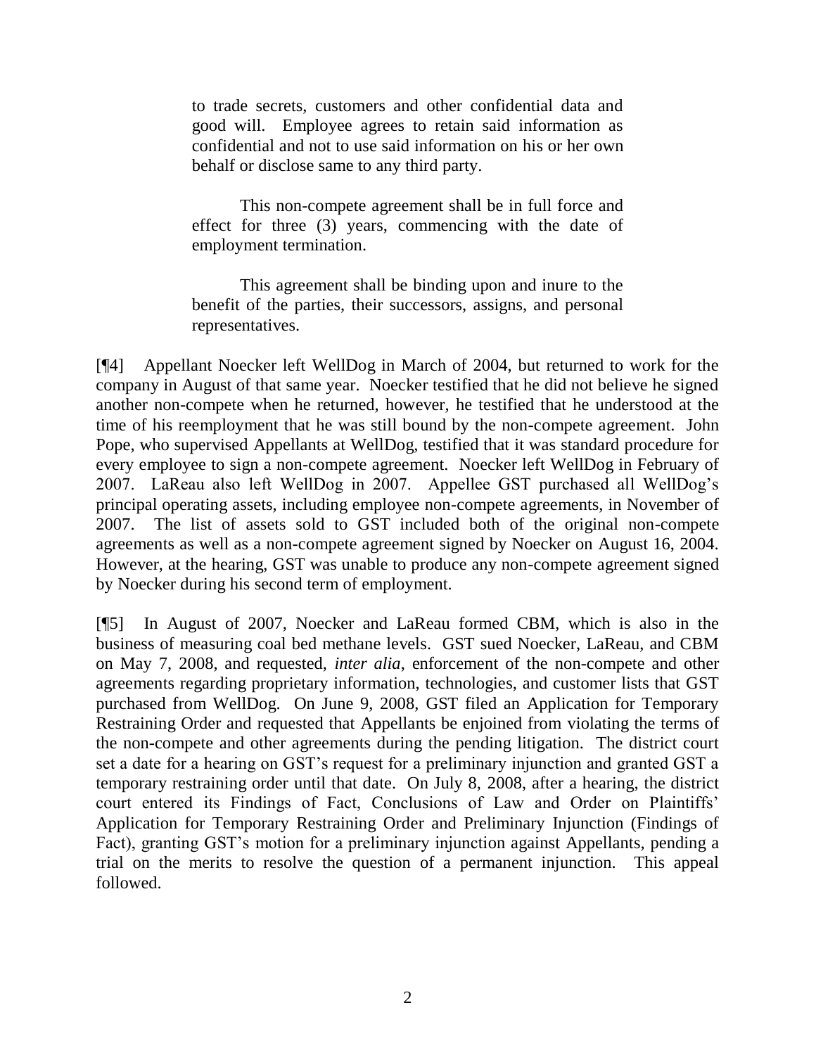> to trade secrets, customers and other confidential data and good will. Employee agrees to retain said information as confidential and not to use said information on his or her own behalf or disclose same to any third party.
>
> This non-compete agreement shall be in full force and effect for three (3) years, commencing with the date of employment termination.
>
> This agreement shall be binding upon and inure to the benefit of the parties, their successors, assigns, and personal representatives.

[¶4] Appellant Noecker left WellDog in March of 2004, but returned to work for the company in August of that same year. Noecker testified that he did not believe he signed another non-compete when he returned, however, he testified that he understood at the time of his reemployment that he was still bound by the non-compete agreement. John Pope, who supervised Appellants at WellDog, testified that it was standard procedure for every employee to sign a non-compete agreement. Noecker left WellDog in February of 2007. LaReau also left WellDog in 2007. Appellee GST purchased all WellDog's principal operating assets, including employee non-compete agreements, in November of 2007. The list of assets sold to GST included both of the original non-compete agreements as well as a non-compete agreement signed by Noecker on August 16, 2004. However, at the hearing, GST was unable to produce any non-compete agreement signed by Noecker during his second term of employment.

[¶5] In August of 2007, Noecker and LaReau formed CBM, which is also in the business of measuring coal bed methane levels. GST sued Noecker, LaReau, and CBM on May 7, 2008, and requested, *inter alia*, enforcement of the non-compete and other agreements regarding proprietary information, technologies, and customer lists that GST purchased from WellDog. On June 9, 2008, GST filed an Application for Temporary Restraining Order and requested that Appellants be enjoined from violating the terms of the non-compete and other agreements during the pending litigation. The district court set a date for a hearing on GST's request for a preliminary injunction and granted GST a temporary restraining order until that date. On July 8, 2008, after a hearing, the district court entered its Findings of Fact, Conclusions of Law and Order on Plaintiffs' Application for Temporary Restraining Order and Preliminary Injunction (Findings of Fact), granting GST's motion for a preliminary injunction against Appellants, pending a trial on the merits to resolve the question of a permanent injunction. This appeal followed.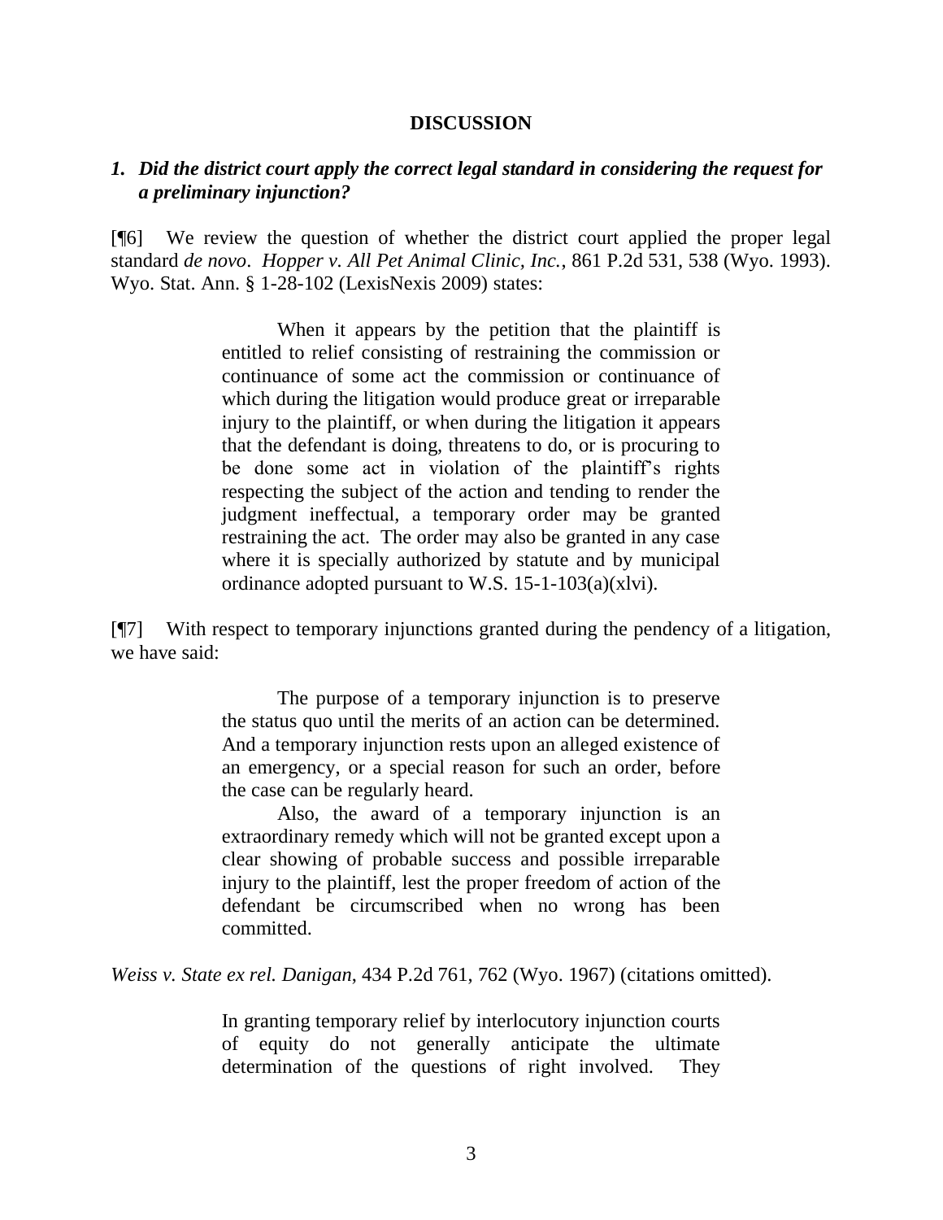## DISCUSSION

### *1. Did the district court apply the correct legal standard in considering the request for a preliminary injunction?*

[¶6] We review the question of whether the district court applied the proper legal standard *de novo*. *Hopper v. All Pet Animal Clinic, Inc.*, 861 P.2d 531, 538 (Wyo. 1993). Wyo. Stat. Ann. § 1-28-102 (LexisNexis 2009) states:

> When it appears by the petition that the plaintiff is entitled to relief consisting of restraining the commission or continuance of some act the commission or continuance of which during the litigation would produce great or irreparable injury to the plaintiff, or when during the litigation it appears that the defendant is doing, threatens to do, or is procuring to be done some act in violation of the plaintiff's rights respecting the subject of the action and tending to render the judgment ineffectual, a temporary order may be granted restraining the act. The order may also be granted in any case where it is specially authorized by statute and by municipal ordinance adopted pursuant to W.S. 15-1-103(a)(xlvi).

[¶7] With respect to temporary injunctions granted during the pendency of a litigation, we have said:

> The purpose of a temporary injunction is to preserve the status quo until the merits of an action can be determined. And a temporary injunction rests upon an alleged existence of an emergency, or a special reason for such an order, before the case can be regularly heard.
>
> Also, the award of a temporary injunction is an extraordinary remedy which will not be granted except upon a clear showing of probable success and possible irreparable injury to the plaintiff, lest the proper freedom of action of the defendant be circumscribed when no wrong has been committed.

*Weiss v. State ex rel. Danigan*, 434 P.2d 761, 762 (Wyo. 1967) (citations omitted).

> In granting temporary relief by interlocutory injunction courts of equity do not generally anticipate the ultimate determination of the questions of right involved. They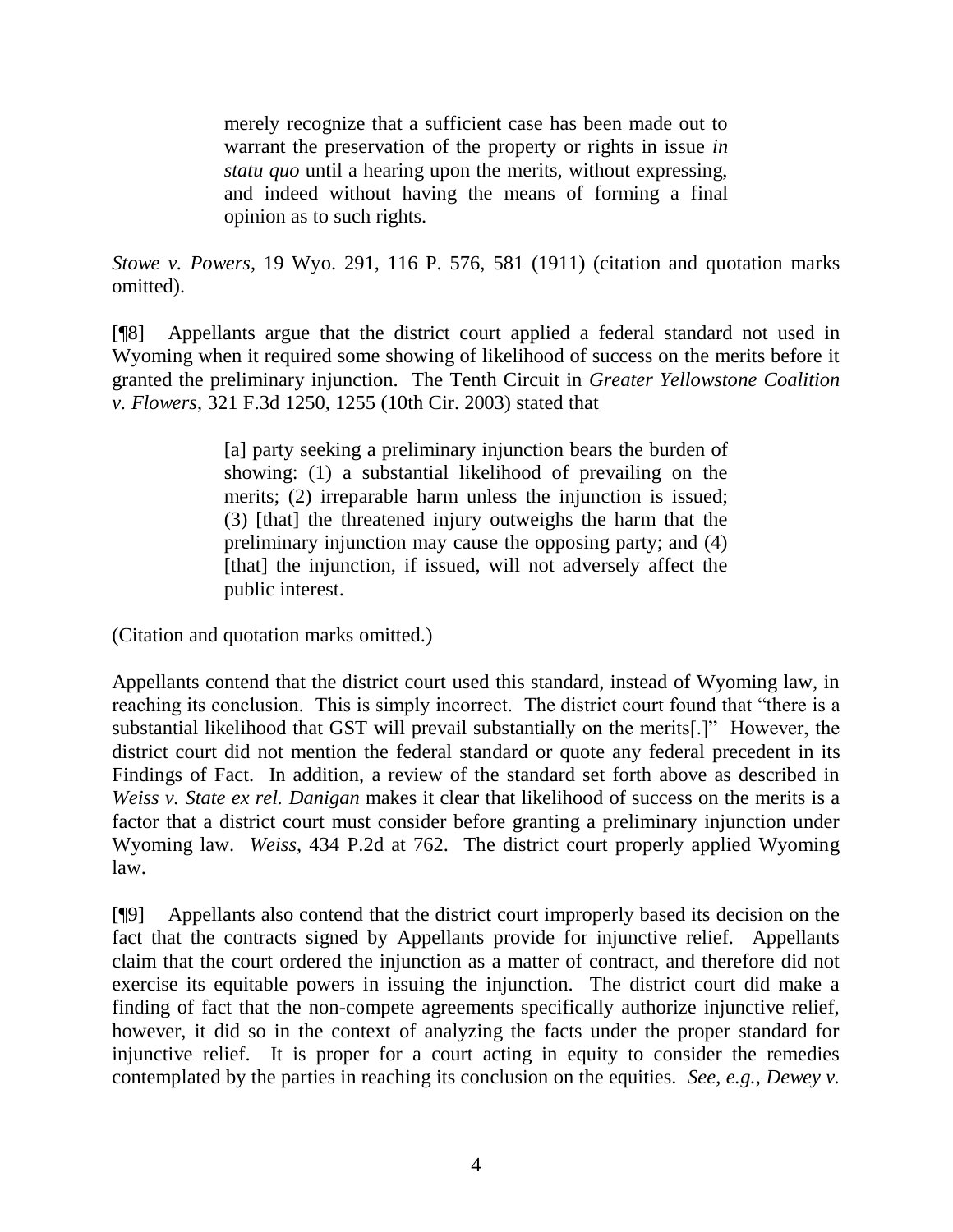> merely recognize that a sufficient case has been made out to warrant the preservation of the property or rights in issue *in statu quo* until a hearing upon the merits, without expressing, and indeed without having the means of forming a final opinion as to such rights.

*Stowe v. Powers*, 19 Wyo. 291, 116 P. 576, 581 (1911) (citation and quotation marks omitted).

[¶8] Appellants argue that the district court applied a federal standard not used in Wyoming when it required some showing of likelihood of success on the merits before it granted the preliminary injunction. The Tenth Circuit in *Greater Yellowstone Coalition v. Flowers*, 321 F.3d 1250, 1255 (10th Cir. 2003) stated that

> [a] party seeking a preliminary injunction bears the burden of showing: (1) a substantial likelihood of prevailing on the merits; (2) irreparable harm unless the injunction is issued; (3) [that] the threatened injury outweighs the harm that the preliminary injunction may cause the opposing party; and (4) [that] the injunction, if issued, will not adversely affect the public interest.

(Citation and quotation marks omitted.)

Appellants contend that the district court used this standard, instead of Wyoming law, in reaching its conclusion. This is simply incorrect. The district court found that "there is a substantial likelihood that GST will prevail substantially on the merits[.]" However, the district court did not mention the federal standard or quote any federal precedent in its Findings of Fact. In addition, a review of the standard set forth above as described in *Weiss v. State ex rel. Danigan* makes it clear that likelihood of success on the merits is a factor that a district court must consider before granting a preliminary injunction under Wyoming law. *Weiss*, 434 P.2d at 762. The district court properly applied Wyoming law.

[¶9] Appellants also contend that the district court improperly based its decision on the fact that the contracts signed by Appellants provide for injunctive relief. Appellants claim that the court ordered the injunction as a matter of contract, and therefore did not exercise its equitable powers in issuing the injunction. The district court did make a finding of fact that the non-compete agreements specifically authorize injunctive relief, however, it did so in the context of analyzing the facts under the proper standard for injunctive relief. It is proper for a court acting in equity to consider the remedies contemplated by the parties in reaching its conclusion on the equities. *See*, *e.g.*, *Dewey v.*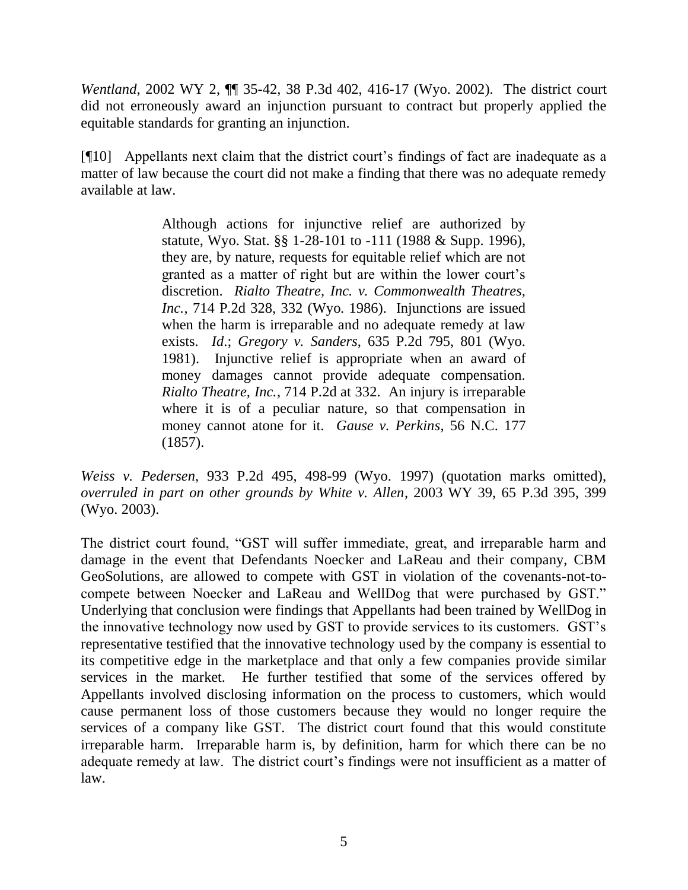*Wentland*, 2002 WY 2, ¶¶ 35-42, 38 P.3d 402, 416-17 (Wyo. 2002). The district court did not erroneously award an injunction pursuant to contract but properly applied the equitable standards for granting an injunction.

[¶10] Appellants next claim that the district court's findings of fact are inadequate as a matter of law because the court did not make a finding that there was no adequate remedy available at law.

> Although actions for injunctive relief are authorized by statute, Wyo. Stat. §§ 1-28-101 to -111 (1988 & Supp. 1996), they are, by nature, requests for equitable relief which are not granted as a matter of right but are within the lower court's discretion. *Rialto Theatre, Inc. v. Commonwealth Theatres, Inc.*, 714 P.2d 328, 332 (Wyo. 1986). Injunctions are issued when the harm is irreparable and no adequate remedy at law exists. *Id*.; *Gregory v. Sanders*, 635 P.2d 795, 801 (Wyo. 1981). Injunctive relief is appropriate when an award of money damages cannot provide adequate compensation. *Rialto Theatre, Inc.*, 714 P.2d at 332. An injury is irreparable where it is of a peculiar nature, so that compensation in money cannot atone for it. *Gause v. Perkins*, 56 N.C. 177 (1857).

*Weiss v. Pedersen*, 933 P.2d 495, 498-99 (Wyo. 1997) (quotation marks omitted), *overruled in part on other grounds by White v. Allen*, 2003 WY 39, 65 P.3d 395, 399 (Wyo. 2003).

The district court found, "GST will suffer immediate, great, and irreparable harm and damage in the event that Defendants Noecker and LaReau and their company, CBM GeoSolutions, are allowed to compete with GST in violation of the covenants-not-to-compete between Noecker and LaReau and WellDog that were purchased by GST." Underlying that conclusion were findings that Appellants had been trained by WellDog in the innovative technology now used by GST to provide services to its customers. GST's representative testified that the innovative technology used by the company is essential to its competitive edge in the marketplace and that only a few companies provide similar services in the market. He further testified that some of the services offered by Appellants involved disclosing information on the process to customers, which would cause permanent loss of those customers because they would no longer require the services of a company like GST. The district court found that this would constitute irreparable harm. Irreparable harm is, by definition, harm for which there can be no adequate remedy at law. The district court's findings were not insufficient as a matter of law.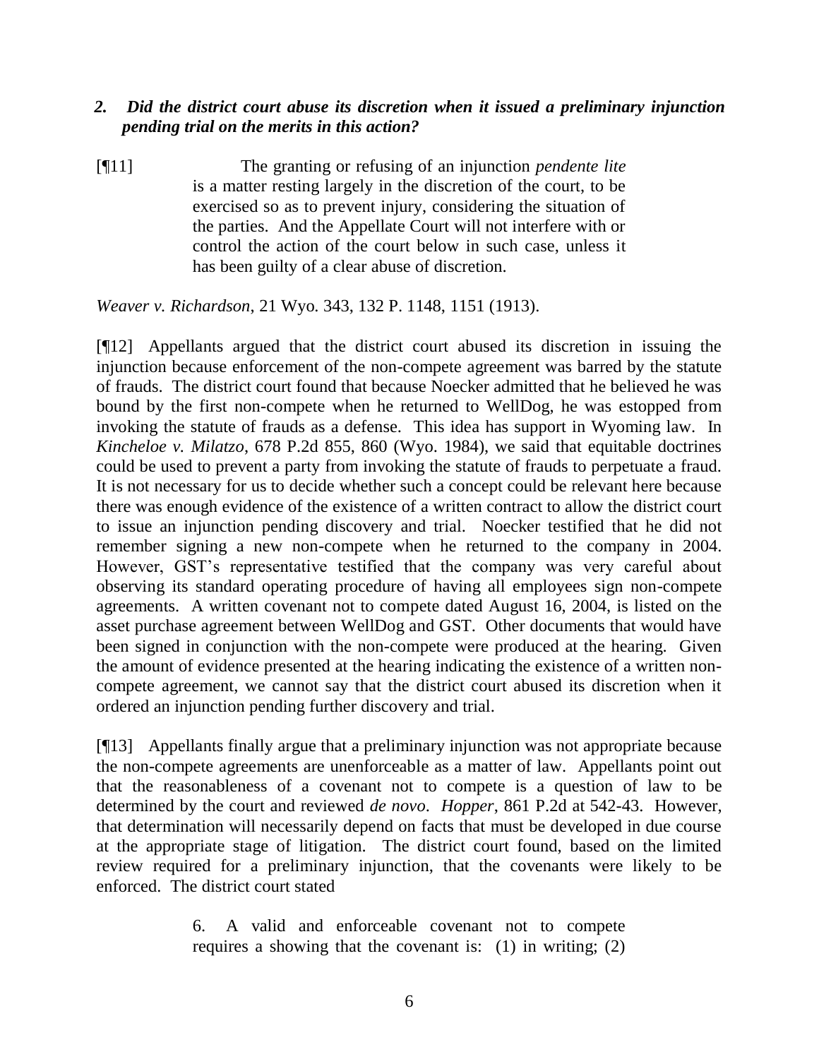*2. Did the district court abuse its discretion when it issued a preliminary injunction pending trial on the merits in this action?*

[¶11] The granting or refusing of an injunction *pendente lite* is a matter resting largely in the discretion of the court, to be exercised so as to prevent injury, considering the situation of the parties. And the Appellate Court will not interfere with or control the action of the court below in such case, unless it has been guilty of a clear abuse of discretion.

*Weaver v. Richardson*, 21 Wyo. 343, 132 P. 1148, 1151 (1913).

[¶12] Appellants argued that the district court abused its discretion in issuing the injunction because enforcement of the non-compete agreement was barred by the statute of frauds. The district court found that because Noecker admitted that he believed he was bound by the first non-compete when he returned to WellDog, he was estopped from invoking the statute of frauds as a defense. This idea has support in Wyoming law. In *Kincheloe v. Milatzo*, 678 P.2d 855, 860 (Wyo. 1984), we said that equitable doctrines could be used to prevent a party from invoking the statute of frauds to perpetuate a fraud. It is not necessary for us to decide whether such a concept could be relevant here because there was enough evidence of the existence of a written contract to allow the district court to issue an injunction pending discovery and trial. Noecker testified that he did not remember signing a new non-compete when he returned to the company in 2004. However, GST's representative testified that the company was very careful about observing its standard operating procedure of having all employees sign non-compete agreements. A written covenant not to compete dated August 16, 2004, is listed on the asset purchase agreement between WellDog and GST. Other documents that would have been signed in conjunction with the non-compete were produced at the hearing. Given the amount of evidence presented at the hearing indicating the existence of a written non-compete agreement, we cannot say that the district court abused its discretion when it ordered an injunction pending further discovery and trial.

[¶13] Appellants finally argue that a preliminary injunction was not appropriate because the non-compete agreements are unenforceable as a matter of law. Appellants point out that the reasonableness of a covenant not to compete is a question of law to be determined by the court and reviewed *de novo*. *Hopper*, 861 P.2d at 542-43. However, that determination will necessarily depend on facts that must be developed in due course at the appropriate stage of litigation. The district court found, based on the limited review required for a preliminary injunction, that the covenants were likely to be enforced. The district court stated

> 6. A valid and enforceable covenant not to compete requires a showing that the covenant is: (1) in writing; (2)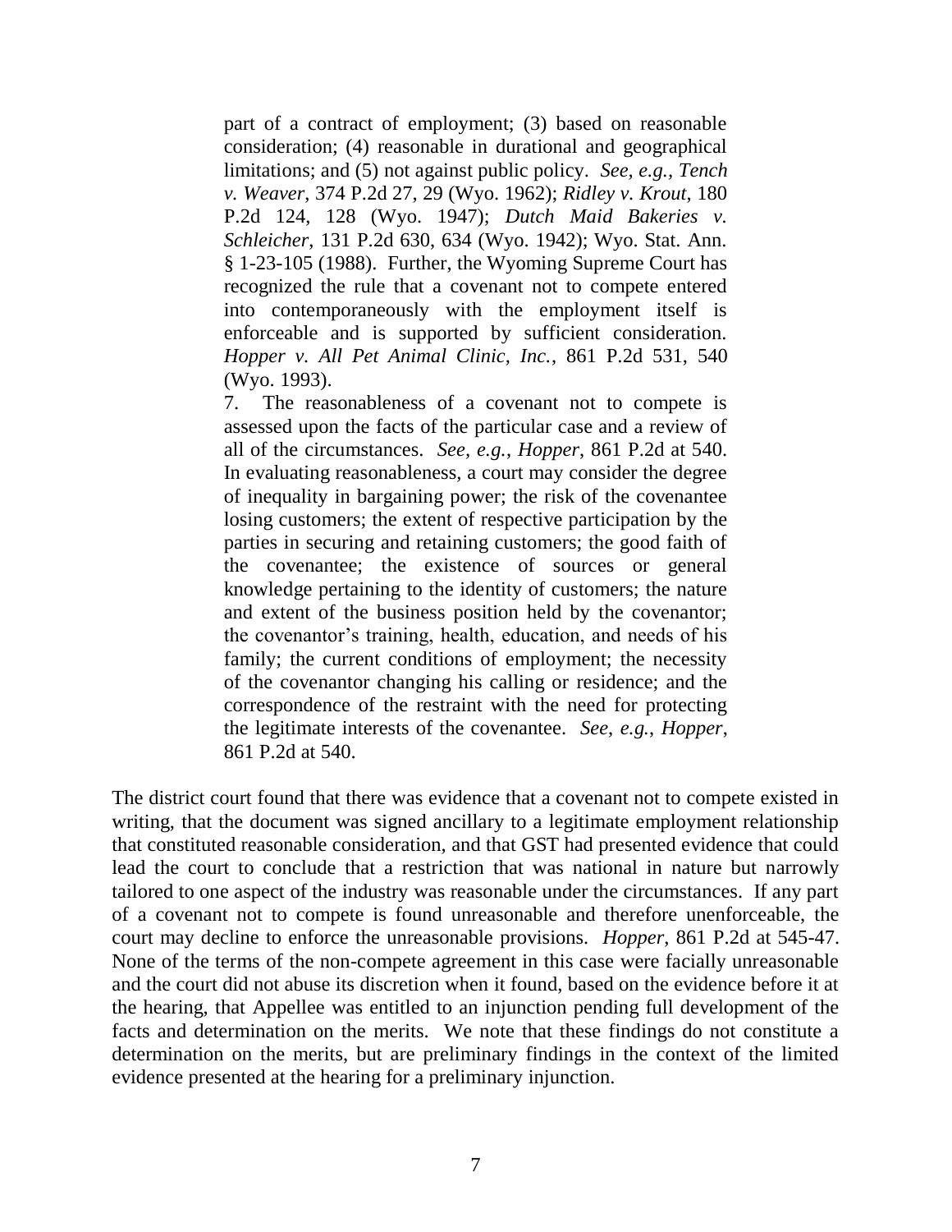> part of a contract of employment; (3) based on reasonable consideration; (4) reasonable in durational and geographical limitations; and (5) not against public policy. *See, e.g., Tench v. Weaver*, 374 P.2d 27, 29 (Wyo. 1962); *Ridley v. Krout*, 180 P.2d 124, 128 (Wyo. 1947); *Dutch Maid Bakeries v. Schleicher*, 131 P.2d 630, 634 (Wyo. 1942); Wyo. Stat. Ann. § 1-23-105 (1988). Further, the Wyoming Supreme Court has recognized the rule that a covenant not to compete entered into contemporaneously with the employment itself is enforceable and is supported by sufficient consideration. *Hopper v. All Pet Animal Clinic, Inc.*, 861 P.2d 531, 540 (Wyo. 1993).
>
> 7. The reasonableness of a covenant not to compete is assessed upon the facts of the particular case and a review of all of the circumstances. *See, e.g.*, *Hopper*, 861 P.2d at 540. In evaluating reasonableness, a court may consider the degree of inequality in bargaining power; the risk of the covenantee losing customers; the extent of respective participation by the parties in securing and retaining customers; the good faith of the covenantee; the existence of sources or general knowledge pertaining to the identity of customers; the nature and extent of the business position held by the covenantor; the covenantor's training, health, education, and needs of his family; the current conditions of employment; the necessity of the covenantor changing his calling or residence; and the correspondence of the restraint with the need for protecting the legitimate interests of the covenantee. *See, e.g.*, *Hopper*, 861 P.2d at 540.

The district court found that there was evidence that a covenant not to compete existed in writing, that the document was signed ancillary to a legitimate employment relationship that constituted reasonable consideration, and that GST had presented evidence that could lead the court to conclude that a restriction that was national in nature but narrowly tailored to one aspect of the industry was reasonable under the circumstances. If any part of a covenant not to compete is found unreasonable and therefore unenforceable, the court may decline to enforce the unreasonable provisions. *Hopper*, 861 P.2d at 545-47. None of the terms of the non-compete agreement in this case were facially unreasonable and the court did not abuse its discretion when it found, based on the evidence before it at the hearing, that Appellee was entitled to an injunction pending full development of the facts and determination on the merits. We note that these findings do not constitute a determination on the merits, but are preliminary findings in the context of the limited evidence presented at the hearing for a preliminary injunction.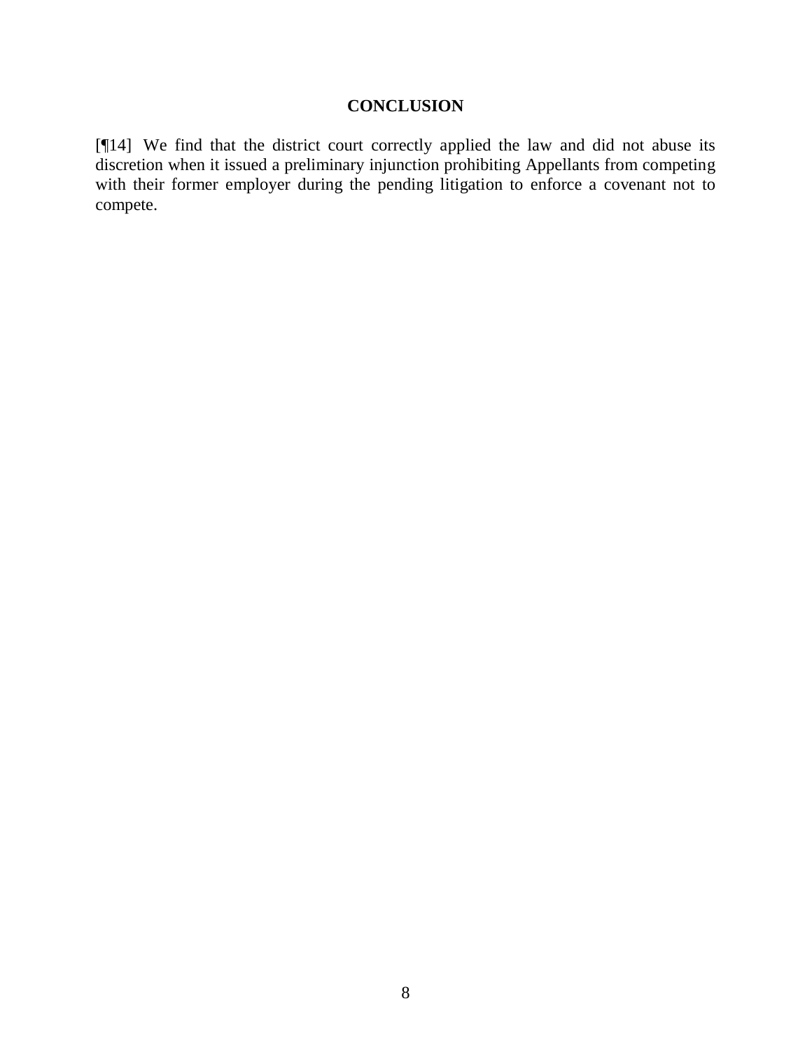## CONCLUSION

[¶14] We find that the district court correctly applied the law and did not abuse its discretion when it issued a preliminary injunction prohibiting Appellants from competing with their former employer during the pending litigation to enforce a covenant not to compete.